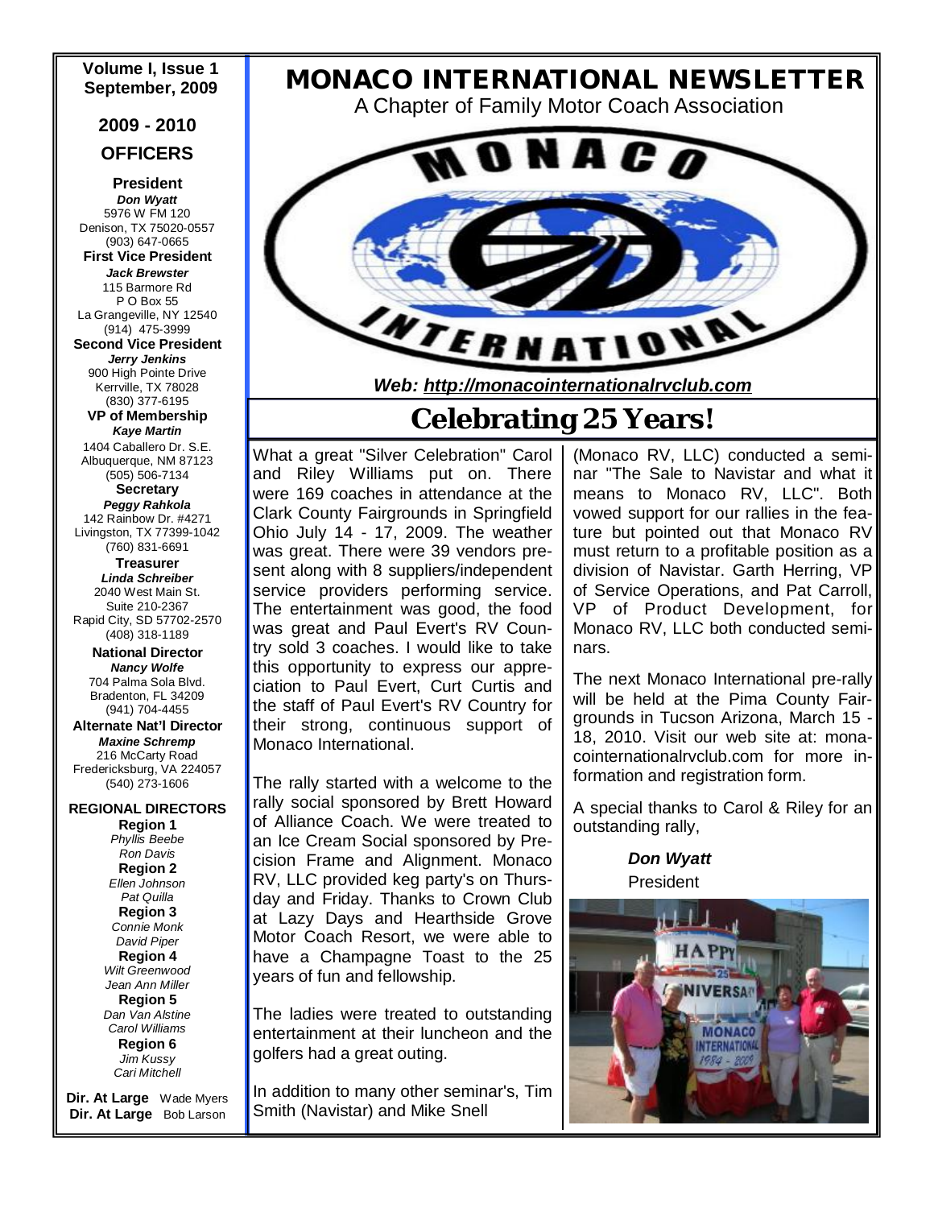# MONACO INTERNATIONAL NEWSLETTER

A Chapter of Family Motor Coach Association

***Web: http://monacointernationalrvclub.com***

## Celebrating 25 Years!

What a great "Silver Celebration" Carol and Riley Williams put on. There were 169 coaches in attendance at the Clark County Fairgrounds in Springfield Ohio July 14 - 17, 2009. The weather was great. There were 39 vendors present along with 8 suppliers/independent service providers performing service. The entertainment was good, the food was great and Paul Evert's RV Country sold 3 coaches. I would like to take this opportunity to express our appreciation to Paul Evert, Curt Curtis and the staff of Paul Evert's RV Country for their strong, continuous support of Monaco International.

The rally started with a welcome to the rally social sponsored by Brett Howard of Alliance Coach. We were treated to an Ice Cream Social sponsored by Precision Frame and Alignment. Monaco RV, LLC provided keg party's on Thursday and Friday. Thanks to Crown Club at Lazy Days and Hearthside Grove Motor Coach Resort, we were able to have a Champagne Toast to the 25 years of fun and fellowship.

The ladies were treated to outstanding entertainment at their luncheon and the golfers had a great outing.

In addition to many other seminar's, Tim Smith (Navistar) and Mike Snell (Monaco RV, LLC) conducted a seminar "The Sale to Navistar and what it means to Monaco RV, LLC". Both vowed support for our rallies in the feature but pointed out that Monaco RV must return to a profitable position as a division of Navistar. Garth Herring, VP of Service Operations, and Pat Carroll, VP of Product Development, for Monaco RV, LLC both conducted seminars.

The next Monaco International pre-rally will be held at the Pima County Fairgrounds in Tucson Arizona, March 15 - 18, 2010. Visit our web site at: monacointernationalrvclub.com for more information and registration form.

A special thanks to Carol & Riley for an outstanding rally,

***Don Wyatt***
President

---

**Volume I, Issue 1**
**September, 2009**

### 2009 - 2010 OFFICERS

**President**
***Don Wyatt***
5976 W FM 120
Denison, TX 75020-0557
(903) 647-0665

**First Vice President**
***Jack Brewster***
115 Barmore Rd
P O Box 55
La Grangeville, NY 12540
(914) 475-3999

**Second Vice President**
***Jerry Jenkins***
900 High Pointe Drive
Kerrville, TX 78028
(830) 377-6195

**VP of Membership**
***Kaye Martin***
1404 Caballero Dr. S.E.
Albuquerque, NM 87123
(505) 506-7134

**Secretary**
***Peggy Rahkola***
142 Rainbow Dr. #4271
Livingston, TX 77399-1042
(760) 831-6691

**Treasurer**
***Linda Schreiber***
2040 West Main St.
Suite 210-2367
Rapid City, SD 57702-2570
(408) 318-1189

**National Director**
***Nancy Wolfe***
704 Palma Sola Blvd.
Bradenton, FL 34209
(941) 704-4455

**Alternate Nat'l Director**
***Maxine Schremp***
216 McCarty Road
Fredericksburg, VA 224057
(540) 273-1606

### REGIONAL DIRECTORS

**Region 1**
*Phyllis Beebe*
*Ron Davis*

**Region 2**
*Ellen Johnson*
*Pat Quilla*

**Region 3**
*Connie Monk*
*David Piper*

**Region 4**
*Wilt Greenwood*
*Jean Ann Miller*

**Region 5**
*Dan Van Alstine*
*Carol Williams*

**Region 6**
*Jim Kussy*
*Cari Mitchell*

**Dir. At Large** Wade Myers
**Dir. At Large** Bob Larson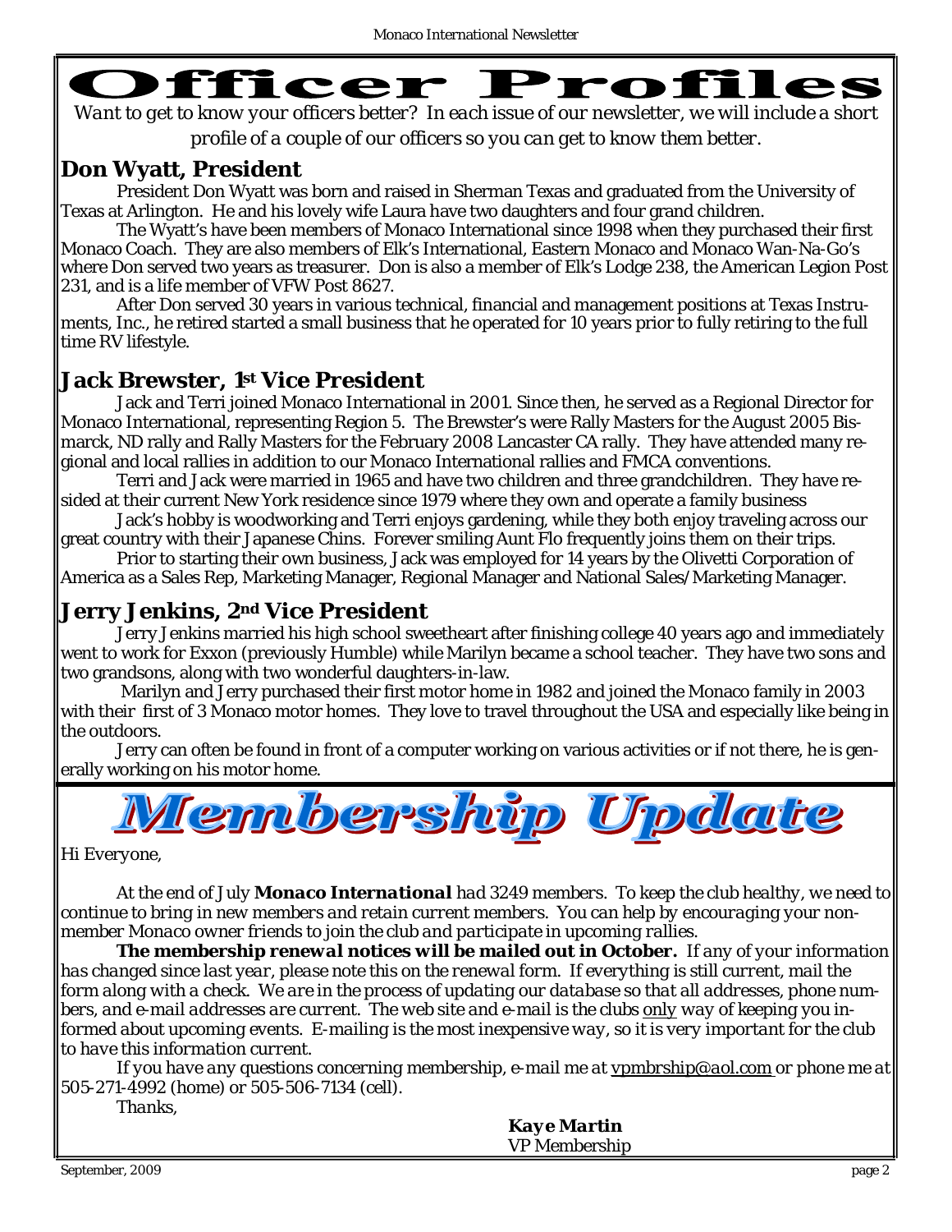# Officer Profiles

*Want to get to know your officers better? In each issue of our newsletter, we will include a short profile of a couple of our officers so you can get to know them better.*

## Don Wyatt, President

President Don Wyatt was born and raised in Sherman Texas and graduated from the University of Texas at Arlington. He and his lovely wife Laura have two daughters and four grand children.

The Wyatt's have been members of Monaco International since 1998 when they purchased their first Monaco Coach. They are also members of Elk's International, Eastern Monaco and Monaco Wan-Na-Go's where Don served two years as treasurer. Don is also a member of Elk's Lodge 238, the American Legion Post 231, and is a life member of VFW Post 8627.

After Don served 30 years in various technical, financial and management positions at Texas Instruments, Inc., he retired started a small business that he operated for 10 years prior to fully retiring to the full time RV lifestyle.

## Jack Brewster, 1st Vice President

Jack and Terri joined Monaco International in 2001. Since then, he served as a Regional Director for Monaco International, representing Region 5. The Brewster's were Rally Masters for the August 2005 Bismarck, ND rally and Rally Masters for the February 2008 Lancaster CA rally. They have attended many regional and local rallies in addition to our Monaco International rallies and FMCA conventions.

Terri and Jack were married in 1965 and have two children and three grandchildren. They have resided at their current New York residence since 1979 where they own and operate a family business

Jack's hobby is woodworking and Terri enjoys gardening, while they both enjoy traveling across our great country with their Japanese Chins. Forever smiling Aunt Flo frequently joins them on their trips.

Prior to starting their own business, Jack was employed for 14 years by the Olivetti Corporation of America as a Sales Rep, Marketing Manager, Regional Manager and National Sales/Marketing Manager.

## Jerry Jenkins, 2nd Vice President

Jerry Jenkins married his high school sweetheart after finishing college 40 years ago and immediately went to work for Exxon (previously Humble) while Marilyn became a school teacher. They have two sons and two grandsons, along with two wonderful daughters-in-law.

Marilyn and Jerry purchased their first motor home in 1982 and joined the Monaco family in 2003 with their first of 3 Monaco motor homes. They love to travel throughout the USA and especially like being in the outdoors.

Jerry can often be found in front of a computer working on various activities or if not there, he is generally working on his motor home.

# Membership Update

*Hi Everyone,*

*At the end of July* ***Monaco International*** *had 3249 members. To keep the club healthy, we need to continue to bring in new members and retain current members. You can help by encouraging your non-member Monaco owner friends to join the club and participate in upcoming rallies.*

***The membership renewal notices will be mailed out in October.*** *If any of your information has changed since last year, please note this on the renewal form. If everything is still current, mail the form along with a check. We are in the process of updating our database so that all addresses, phone numbers, and e-mail addresses are current. The web site and e-mail is the clubs* *only* *way of keeping you informed about upcoming events. E-mailing is the most inexpensive way, so it is very important for the club to have this information current.*

*If you have any questions concerning membership, e-mail me at* vpmbrship@aol.com *or phone me at 505-271-4992 (home) or 505-506-7134 (cell).*

*Thanks,*

***Kaye Martin***
VP Membership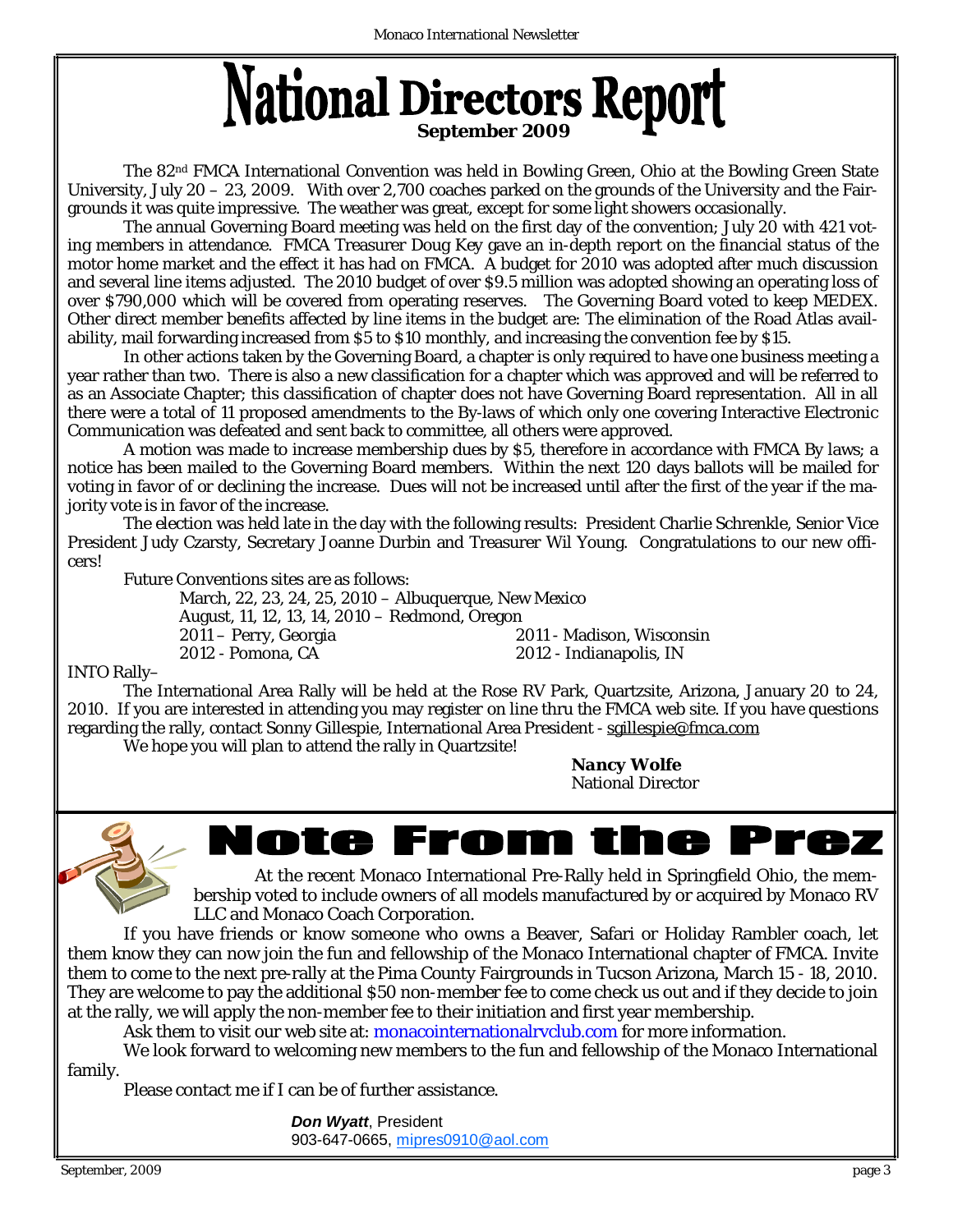# National Directors Report

**September 2009**

The 82nd FMCA International Convention was held in Bowling Green, Ohio at the Bowling Green State University, July 20 – 23, 2009. With over 2,700 coaches parked on the grounds of the University and the Fairgrounds it was quite impressive. The weather was great, except for some light showers occasionally.

The annual Governing Board meeting was held on the first day of the convention; July 20 with 421 voting members in attendance. FMCA Treasurer Doug Key gave an in-depth report on the financial status of the motor home market and the effect it has had on FMCA. A budget for 2010 was adopted after much discussion and several line items adjusted. The 2010 budget of over $9.5 million was adopted showing an operating loss of over $790,000 which will be covered from operating reserves. The Governing Board voted to keep MEDEX. Other direct member benefits affected by line items in the budget are: The elimination of the Road Atlas availability, mail forwarding increased from $5 to $10 monthly, and increasing the convention fee by $15.

In other actions taken by the Governing Board, a chapter is only required to have one business meeting a year rather than two. There is also a new classification for a chapter which was approved and will be referred to as an Associate Chapter; this classification of chapter does not have Governing Board representation. All in all there were a total of 11 proposed amendments to the By-laws of which only one covering Interactive Electronic Communication was defeated and sent back to committee, all others were approved.

A motion was made to increase membership dues by $5, therefore in accordance with FMCA By laws; a notice has been mailed to the Governing Board members. Within the next 120 days ballots will be mailed for voting in favor of or declining the increase. Dues will not be increased until after the first of the year if the majority vote is in favor of the increase.

The election was held late in the day with the following results: President Charlie Schrenkle, Senior Vice President Judy Czarsty, Secretary Joanne Durbin and Treasurer Wil Young. Congratulations to our new officers!

Future Conventions sites are as follows:

March, 22, 23, 24, 25, 2010 – Albuquerque, New Mexico
August, 11, 12, 13, 14, 2010 – Redmond, Oregon
2011 – Perry, Georgia
2011 - Madison, Wisconsin
2012 - Pomona, CA
2012 - Indianapolis, IN

INTO Rally–

The International Area Rally will be held at the Rose RV Park, Quartzsite, Arizona, January 20 to 24, 2010. If you are interested in attending you may register on line thru the FMCA web site. If you have questions regarding the rally, contact Sonny Gillespie, International Area President - sgillespie@fmca.com

We hope you will plan to attend the rally in Quartzsite!

***Nancy Wolfe***
National Director

# Note From the Prez

At the recent Monaco International Pre-Rally held in Springfield Ohio, the membership voted to include owners of all models manufactured by or acquired by Monaco RV LLC and Monaco Coach Corporation.

If you have friends or know someone who owns a Beaver, Safari or Holiday Rambler coach, let them know they can now join the fun and fellowship of the Monaco International chapter of FMCA. Invite them to come to the next pre-rally at the Pima County Fairgrounds in Tucson Arizona, March 15 - 18, 2010. They are welcome to pay the additional $50 non-member fee to come check us out and if they decide to join at the rally, we will apply the non-member fee to their initiation and first year membership.

Ask them to visit our web site at: monacointernationalrvclub.com for more information.

We look forward to welcoming new members to the fun and fellowship of the Monaco International family.

Please contact me if I can be of further assistance.

***Don Wyatt***, President
903-647-0665, mipres0910@aol.com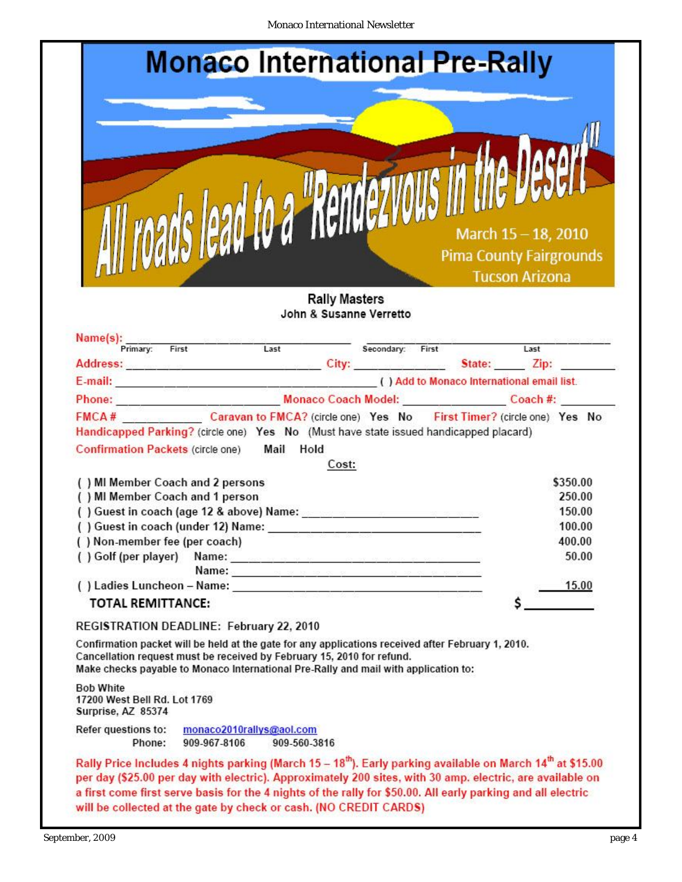# Monaco International Pre-Rally

## All roads lead to a "Rendezvous in the Desert"

March 15 – 18, 2010
Pima County Fairgrounds
Tucson Arizona

**Rally Masters**
**John & Susanne Verretto**

Name(s): ______________________ ______________________
Primary: First Last Secondary: First Last

Address: ______________________ City: ____________ State: _____ Zip: ________

E-mail: ______________________ ( ) Add to Monaco International email list.

Phone: ______________________ Monaco Coach Model: ____________ Coach #: ________

FMCA # ____________ Caravan to FMCA? (circle one) Yes No First Timer? (circle one) Yes No

Handicapped Parking? (circle one) Yes No (Must have state issued handicapped placard)

Confirmation Packets (circle one) Mail Hold

**Cost:**

| | |
|---|---|
| ( ) MI Member Coach and 2 persons | $350.00 |
| ( ) MI Member Coach and 1 person | 250.00 |
| ( ) Guest in coach (age 12 & above) Name: ______________________ | 150.00 |
| ( ) Guest in coach (under 12) Name: ______________________ | 100.00 |
| ( ) Non-member fee (per coach) | 400.00 |
| ( ) Golf (per player) Name: ______________________ Name: ______________________ | 50.00 |
| ( ) Ladies Luncheon – Name: ______________________ | 15.00 |
| **TOTAL REMITTANCE:** | $ ________ |

REGISTRATION DEADLINE: February 22, 2010

Confirmation packet will be held at the gate for any applications received after February 1, 2010.
Cancellation request must be received by February 15, 2010 for refund.
Make checks payable to Monaco International Pre-Rally and mail with application to:

Bob White
17200 West Bell Rd. Lot 1769
Surprise, AZ 85374

Refer questions to: monaco2010rallys@aol.com
Phone: 909-967-8106 909-560-3816

Rally Price Includes 4 nights parking (March 15 – 18th). Early parking available on March 14th at $15.00 per day ($25.00 per day with electric). Approximately 200 sites, with 30 amp. electric, are available on a first come first serve basis for the 4 nights of the rally for $50.00. All early parking and all electric will be collected at the gate by check or cash. (NO CREDIT CARDS)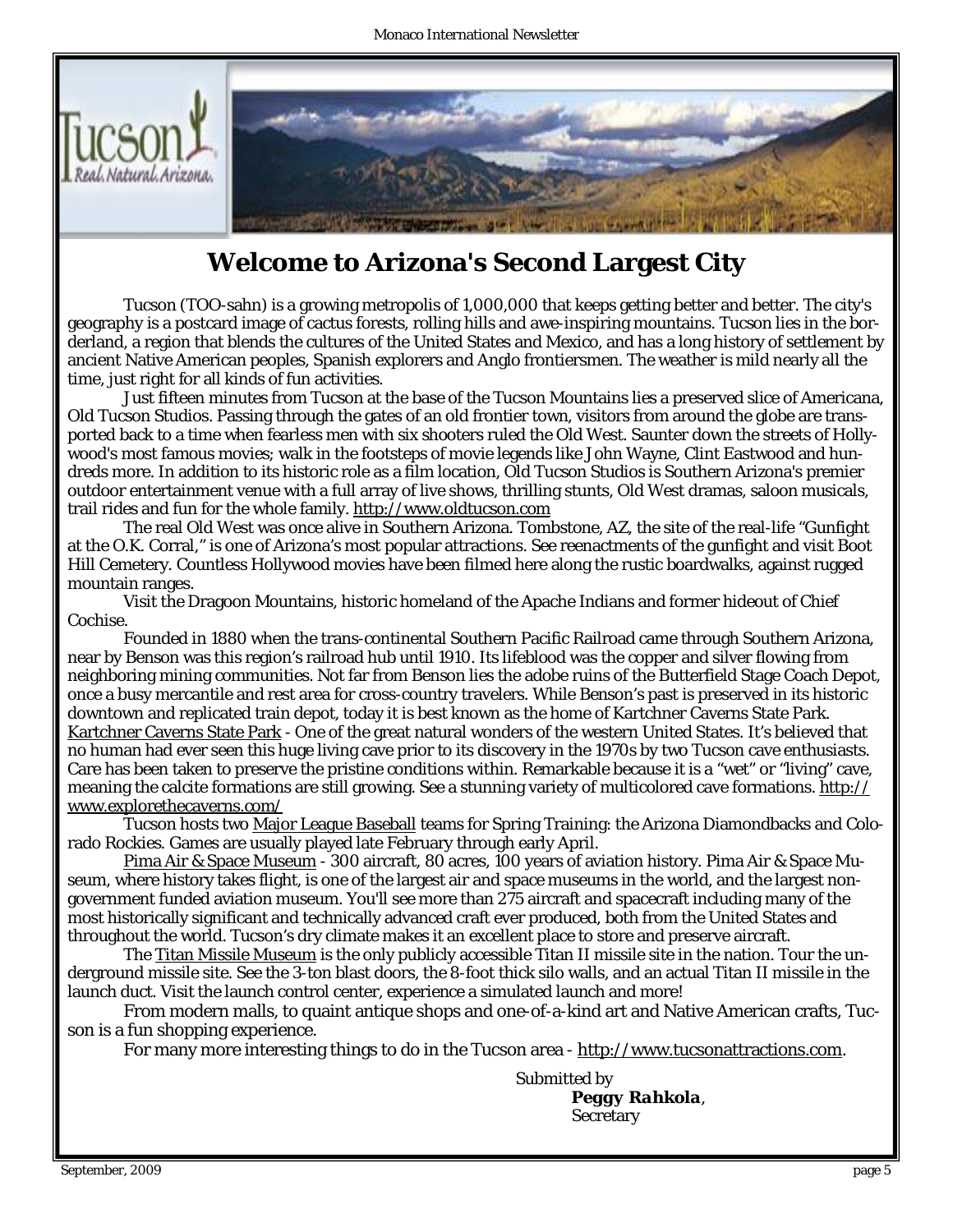# Welcome to Arizona's Second Largest City

Tucson (TOO-sahn) is a growing metropolis of 1,000,000 that keeps getting better and better. The city's geography is a postcard image of cactus forests, rolling hills and awe-inspiring mountains. Tucson lies in the borderland, a region that blends the cultures of the United States and Mexico, and has a long history of settlement by ancient Native American peoples, Spanish explorers and Anglo frontiersmen. The weather is mild nearly all the time, just right for all kinds of fun activities.

Just fifteen minutes from Tucson at the base of the Tucson Mountains lies a preserved slice of Americana, Old Tucson Studios. Passing through the gates of an old frontier town, visitors from around the globe are transported back to a time when fearless men with six shooters ruled the Old West. Saunter down the streets of Hollywood's most famous movies; walk in the footsteps of movie legends like John Wayne, Clint Eastwood and hundreds more. In addition to its historic role as a film location, Old Tucson Studios is Southern Arizona's premier outdoor entertainment venue with a full array of live shows, thrilling stunts, Old West dramas, saloon musicals, trail rides and fun for the whole family. http://www.oldtucson.com

The real Old West was once alive in Southern Arizona. Tombstone, AZ, the site of the real-life "Gunfight at the O.K. Corral," is one of Arizona's most popular attractions. See reenactments of the gunfight and visit Boot Hill Cemetery. Countless Hollywood movies have been filmed here along the rustic boardwalks, against rugged mountain ranges.

Visit the Dragoon Mountains, historic homeland of the Apache Indians and former hideout of Chief Cochise.

Founded in 1880 when the trans-continental Southern Pacific Railroad came through Southern Arizona, near by Benson was this region's railroad hub until 1910. Its lifeblood was the copper and silver flowing from neighboring mining communities. Not far from Benson lies the adobe ruins of the Butterfield Stage Coach Depot, once a busy mercantile and rest area for cross-country travelers. While Benson's past is preserved in its historic downtown and replicated train depot, today it is best known as the home of Kartchner Caverns State Park.
Kartchner Caverns State Park - One of the great natural wonders of the western United States. It's believed that no human had ever seen this huge living cave prior to its discovery in the 1970s by two Tucson cave enthusiasts. Care has been taken to preserve the pristine conditions within. Remarkable because it is a "wet" or "living" cave, meaning the calcite formations are still growing. See a stunning variety of multicolored cave formations. http://www.explorethecaverns.com/

Tucson hosts two Major League Baseball teams for Spring Training: the Arizona Diamondbacks and Colorado Rockies. Games are usually played late February through early April.

Pima Air & Space Museum - 300 aircraft, 80 acres, 100 years of aviation history. Pima Air & Space Museum, where history takes flight, is one of the largest air and space museums in the world, and the largest non-government funded aviation museum. You'll see more than 275 aircraft and spacecraft including many of the most historically significant and technically advanced craft ever produced, both from the United States and throughout the world. Tucson's dry climate makes it an excellent place to store and preserve aircraft.

The Titan Missile Museum is the only publicly accessible Titan II missile site in the nation. Tour the underground missile site. See the 3-ton blast doors, the 8-foot thick silo walls, and an actual Titan II missile in the launch duct. Visit the launch control center, experience a simulated launch and more!

From modern malls, to quaint antique shops and one-of-a-kind art and Native American crafts, Tucson is a fun shopping experience.

For many more interesting things to do in the Tucson area - http://www.tucsonattractions.com.

Submitted by
***Peggy Rahkola***,
Secretary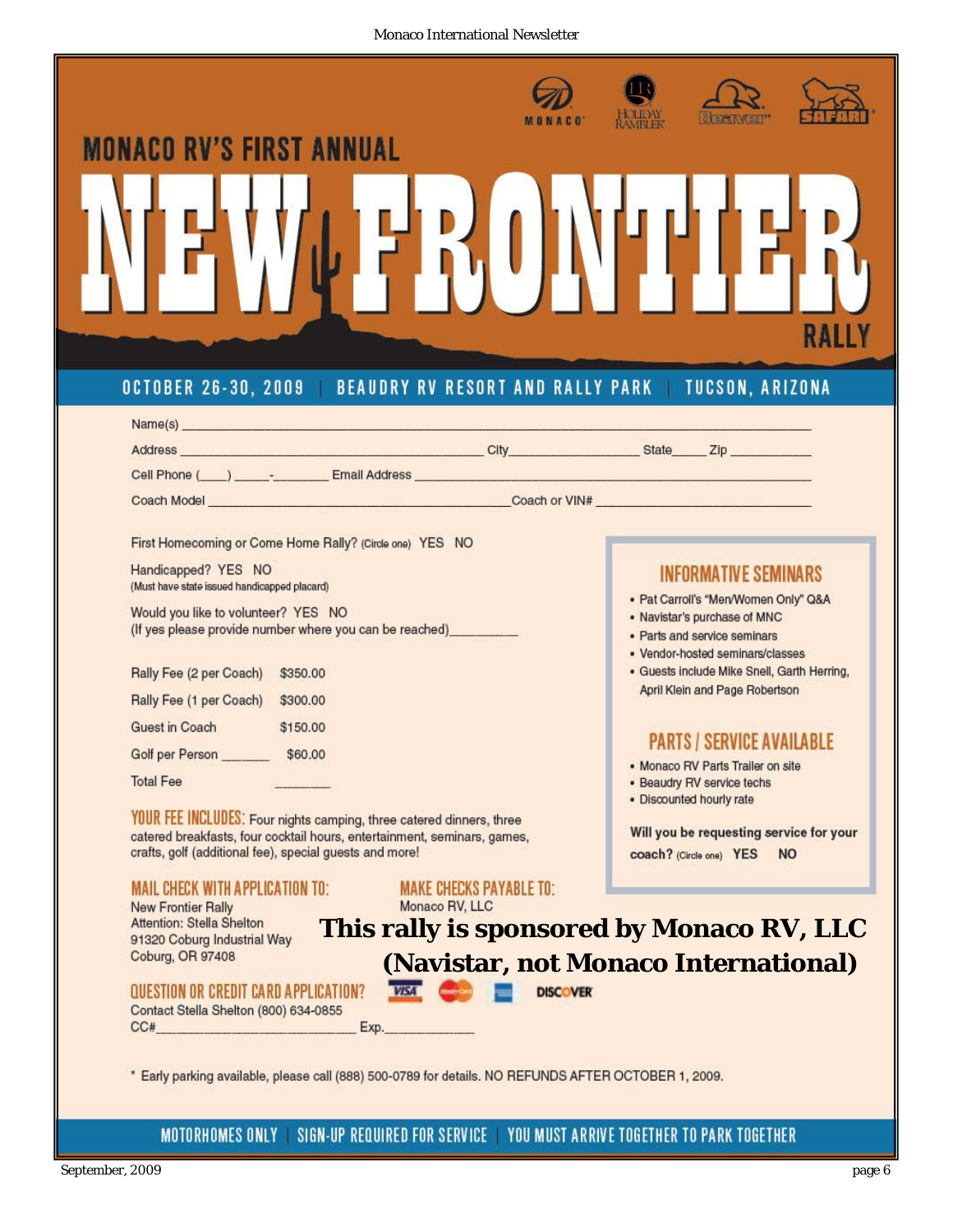MONACO RV'S FIRST ANNUAL

# NEW FRONTIER RALLY

OCTOBER 26-30, 2009 | BEAUDRY RV RESORT AND RALLY PARK | TUCSON, ARIZONA

Name(s) ____________________________________________

Address ______________________ City__________ State_____ Zip ________

Cell Phone (____) _____-________ Email Address ______________________

Coach Model ______________________ Coach or VIN# ______________________

First Homecoming or Come Home Rally? (Circle one) YES NO

Handicapped? YES NO
(Must have state issued handicapped placard)

Would you like to volunteer? YES NO
(If yes please provide number where you can be reached)_________

| | |
|---|---|
| Rally Fee (2 per Coach) | $350.00 |
| Rally Fee (1 per Coach) | $300.00 |
| Guest in Coach | $150.00 |
| Golf per Person _______ | $60.00 |
| Total Fee | ________ |

**YOUR FEE INCLUDES:** Four nights camping, three catered dinners, three catered breakfasts, four cocktail hours, entertainment, seminars, games, crafts, golf (additional fee), special guests and more!

## INFORMATIVE SEMINARS

- Pat Carroll's "Men/Women Only" Q&A
- Navistar's purchase of MNC
- Parts and service seminars
- Vendor-hosted seminars/classes
- Guests include Mike Snell, Garth Herring, April Klein and Page Robertson

## PARTS / SERVICE AVAILABLE

- Monaco RV Parts Trailer on site
- Beaudry RV service techs
- Discounted hourly rate

**Will you be requesting service for your coach?** (Circle one) **YES NO**

**MAIL CHECK WITH APPLICATION TO:**
New Frontier Rally
Attention: Stella Shelton
91320 Coburg Industrial Way
Coburg, OR 97408

**MAKE CHECKS PAYABLE TO:**
Monaco RV, LLC

**This rally is sponsored by Monaco RV, LLC (Navistar, not Monaco International)**

**QUESTION OR CREDIT CARD APPLICATION?** VISA MasterCard American Express DISCOVER
Contact Stella Shelton (800) 634-0855
CC#__________________________ Exp.____________

\* Early parking available, please call (888) 500-0789 for details. NO REFUNDS AFTER OCTOBER 1, 2009.

MOTORHOMES ONLY | SIGN-UP REQUIRED FOR SERVICE | YOU MUST ARRIVE TOGETHER TO PARK TOGETHER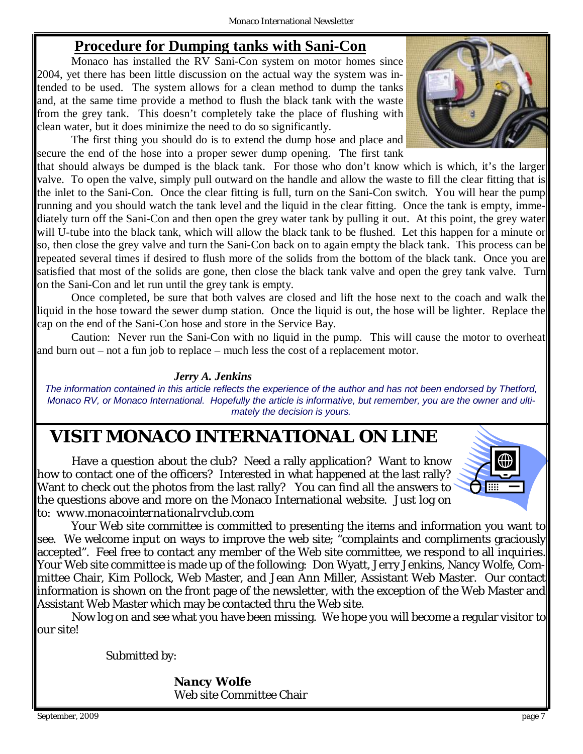## Procedure for Dumping tanks with Sani-Con

Monaco has installed the RV Sani-Con system on motor homes since 2004, yet there has been little discussion on the actual way the system was intended to be used. The system allows for a clean method to dump the tanks and, at the same time provide a method to flush the black tank with the waste from the grey tank. This doesn't completely take the place of flushing with clean water, but it does minimize the need to do so significantly.

The first thing you should do is to extend the dump hose and place and secure the end of the hose into a proper sewer dump opening. The first tank that should always be dumped is the black tank. For those who don't know which is which, it's the larger valve. To open the valve, simply pull outward on the handle and allow the waste to fill the clear fitting that is the inlet to the Sani-Con. Once the clear fitting is full, turn on the Sani-Con switch. You will hear the pump running and you should watch the tank level and the liquid in the clear fitting. Once the tank is empty, immediately turn off the Sani-Con and then open the grey water tank by pulling it out. At this point, the grey water will U-tube into the black tank, which will allow the black tank to be flushed. Let this happen for a minute or so, then close the grey valve and turn the Sani-Con back on to again empty the black tank. This process can be repeated several times if desired to flush more of the solids from the bottom of the black tank. Once you are satisfied that most of the solids are gone, then close the black tank valve and open the grey tank valve. Turn on the Sani-Con and let run until the grey tank is empty.

Once completed, be sure that both valves are closed and lift the hose next to the coach and walk the liquid in the hose toward the sewer dump station. Once the liquid is out, the hose will be lighter. Replace the cap on the end of the Sani-Con hose and store in the Service Bay.

Caution: Never run the Sani-Con with no liquid in the pump. This will cause the motor to overheat and burn out – not a fun job to replace – much less the cost of a replacement motor.

***Jerry A. Jenkins***

*The information contained in this article reflects the experience of the author and has not been endorsed by Thetford, Monaco RV, or Monaco International. Hopefully the article is informative, but remember, you are the owner and ultimately the decision is yours.*

## VISIT MONACO INTERNATIONAL ON LINE

Have a question about the club? Need a rally application? Want to know how to contact one of the officers? Interested in what happened at the last rally? Want to check out the photos from the last rally? You can find all the answers to the questions above and more on the Monaco International website. Just log on to: www.monacointernationalrvclub.com

Your Web site committee is committed to presenting the items and information you want to see. We welcome input on ways to improve the web site; "complaints and compliments graciously accepted". Feel free to contact any member of the Web site committee, we respond to all inquiries. Your Web site committee is made up of the following: Don Wyatt, Jerry Jenkins, Nancy Wolfe, Committee Chair, Kim Pollock, Web Master, and Jean Ann Miller, Assistant Web Master. Our contact information is shown on the front page of the newsletter, with the exception of the Web Master and Assistant Web Master which may be contacted thru the Web site.

Now log on and see what you have been missing. We hope you will become a regular visitor to our site!

Submitted by:

**Nancy Wolfe**
Web site Committee Chair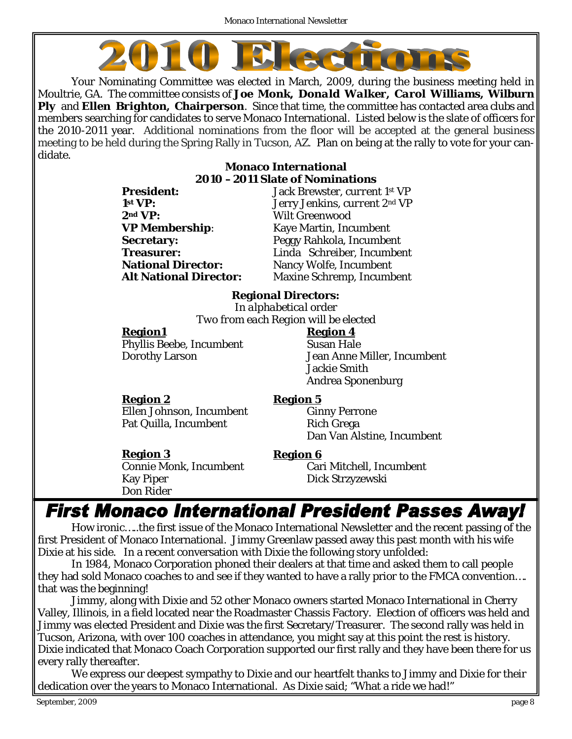# 2010 Elections

Your Nominating Committee was elected in March, 2009, during the business meeting held in Moultrie, GA. The committee consists of **Joe Monk, Donald Walker, Carol Williams, Wilburn Ply** and **Ellen Brighton, Chairperson**. Since that time, the committee has contacted area clubs and members searching for candidates to serve Monaco International. Listed below is the slate of officers for the 2010-2011 year. Additional nominations from the floor will be accepted at the general business meeting to be held during the Spring Rally in Tucson, AZ. Plan on being at the rally to vote for your candidate.

**Monaco International**
**2010 – 2011 Slate of Nominations**

**President:** Jack Brewster, current 1st VP
**1st VP:** Jerry Jenkins, current 2nd VP
**2nd VP:** Wilt Greenwood
**VP Membership:** Kaye Martin, Incumbent
**Secretary:** Peggy Rahkola, Incumbent
**Treasurer:** Linda Schreiber, Incumbent
**National Director:** Nancy Wolfe, Incumbent
**Alt National Director:** Maxine Schremp, Incumbent

**Regional Directors:**
*In alphabetical order*
*Two from each Region will be elected*

**Region1**
Phyllis Beebe, Incumbent
Dorothy Larson

**Region 2**
Ellen Johnson, Incumbent
Pat Quilla, Incumbent

**Region 3**
Connie Monk, Incumbent
Kay Piper
Don Rider

**Region 4**
Susan Hale
Jean Anne Miller, Incumbent
Jackie Smith
Andrea Sponenburg

**Region 5**
Ginny Perrone
Rich Grega
Dan Van Alstine, Incumbent

**Region 6**
Cari Mitchell, Incumbent
Dick Strzyzewski

## First Monaco International President Passes Away!

How ironic…..the first issue of the Monaco International Newsletter and the recent passing of the first President of Monaco International. Jimmy Greenlaw passed away this past month with his wife Dixie at his side. In a recent conversation with Dixie the following story unfolded:

In 1984, Monaco Corporation phoned their dealers at that time and asked them to call people they had sold Monaco coaches to and see if they wanted to have a rally prior to the FMCA convention…. that was the beginning!

Jimmy, along with Dixie and 52 other Monaco owners started Monaco International in Cherry Valley, Illinois, in a field located near the Roadmaster Chassis Factory. Election of officers was held and Jimmy was elected President and Dixie was the first Secretary/Treasurer. The second rally was held in Tucson, Arizona, with over 100 coaches in attendance, you might say at this point the rest is history. Dixie indicated that Monaco Coach Corporation supported our first rally and they have been there for us every rally thereafter.

We express our deepest sympathy to Dixie and our heartfelt thanks to Jimmy and Dixie for their dedication over the years to Monaco International. As Dixie said; "What a ride we had!"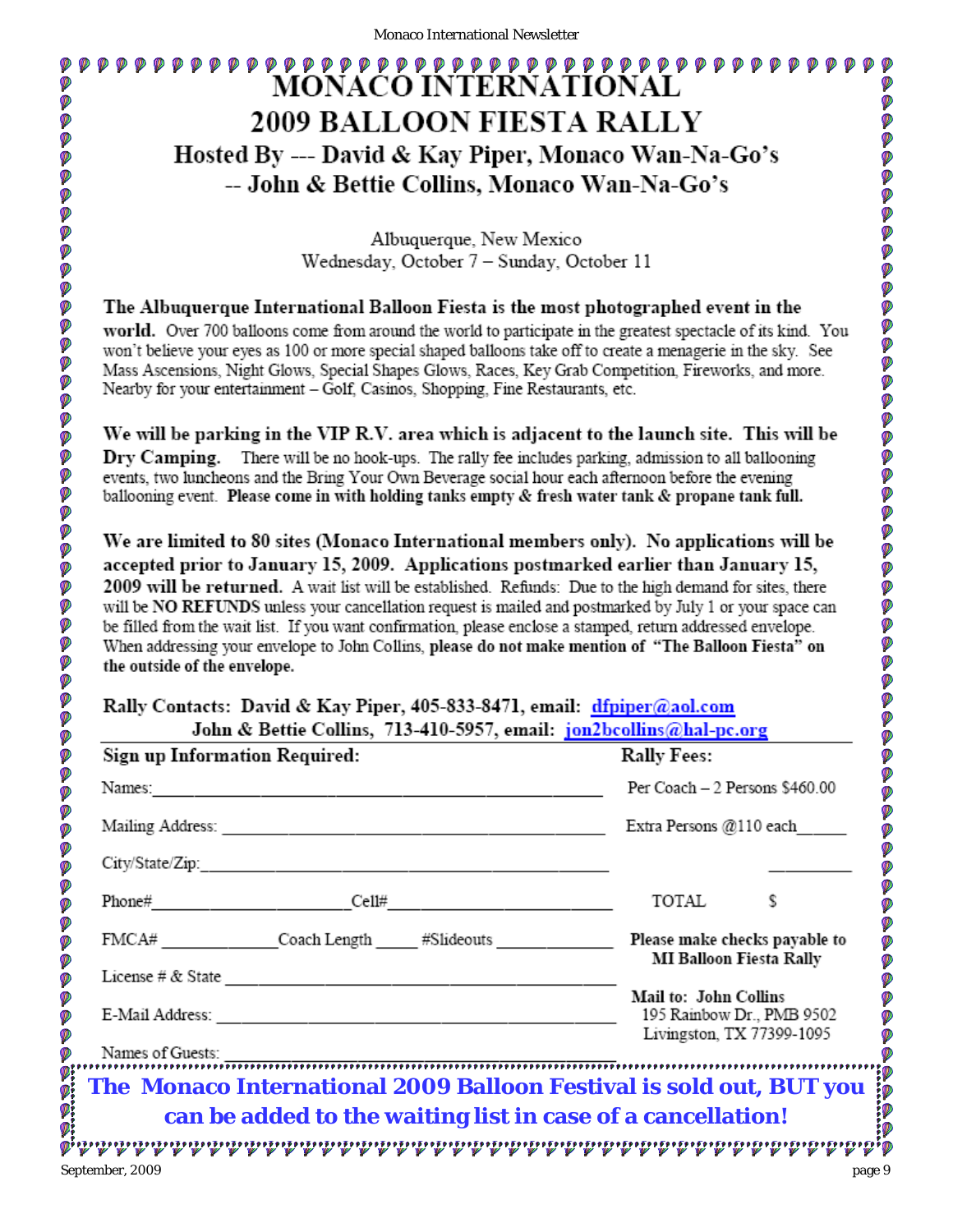# MONACO INTERNATIONAL
# 2009 BALLOON FIESTA RALLY

### Hosted By --- David & Kay Piper, Monaco Wan-Na-Go's
### -- John & Bettie Collins, Monaco Wan-Na-Go's

Albuquerque, New Mexico
Wednesday, October 7 – Sunday, October 11

**The Albuquerque International Balloon Fiesta is the most photographed event in the world.** Over 700 balloons come from around the world to participate in the greatest spectacle of its kind. You won't believe your eyes as 100 or more special shaped balloons take off to create a menagerie in the sky. See Mass Ascensions, Night Glows, Special Shapes Glows, Races, Key Grab Competition, Fireworks, and more. Nearby for your entertainment – Golf, Casinos, Shopping, Fine Restaurants, etc.

**We will be parking in the VIP R.V. area which is adjacent to the launch site. This will be Dry Camping.** There will be no hook-ups. The rally fee includes parking, admission to all ballooning events, two luncheons and the Bring Your Own Beverage social hour each afternoon before the evening ballooning event. **Please come in with holding tanks empty & fresh water tank & propane tank full.**

**We are limited to 80 sites (Monaco International members only). No applications will be accepted prior to January 15, 2009. Applications postmarked earlier than January 15, 2009 will be returned.** A wait list will be established. Refunds: Due to the high demand for sites, there will be **NO REFUNDS** unless your cancellation request is mailed and postmarked by July 1 or your space can be filled from the wait list. If you want confirmation, please enclose a stamped, return addressed envelope. When addressing your envelope to John Collins, **please do not make mention of "The Balloon Fiesta" on the outside of the envelope.**

**Rally Contacts: David & Kay Piper, 405-833-8471, email: dfpiper@aol.com**
**John & Bettie Collins, 713-410-5957, email: jon2bcollins@hal-pc.org**

**Sign up Information Required:**

Names:\_\_\_\_\_\_\_\_\_\_\_\_\_\_\_\_\_\_\_\_\_\_\_\_\_\_\_\_\_\_\_\_\_\_\_\_\_\_\_\_

Mailing Address: \_\_\_\_\_\_\_\_\_\_\_\_\_\_\_\_\_\_\_\_\_\_\_\_\_\_\_\_\_\_\_\_\_\_\_\_

City/State/Zip:\_\_\_\_\_\_\_\_\_\_\_\_\_\_\_\_\_\_\_\_\_\_\_\_\_\_\_\_\_\_\_\_\_\_\_\_\_

Phone#\_\_\_\_\_\_\_\_\_\_\_\_\_\_\_\_\_\_Cell#\_\_\_\_\_\_\_\_\_\_\_\_\_\_\_\_\_\_\_

FMCA# \_\_\_\_\_\_\_\_\_\_Coach Length \_\_\_\_ #Slideouts \_\_\_\_\_\_\_\_\_\_

License # & State \_\_\_\_\_\_\_\_\_\_\_\_\_\_\_\_\_\_\_\_\_\_\_\_\_\_\_\_\_\_\_\_\_\_

E-Mail Address: \_\_\_\_\_\_\_\_\_\_\_\_\_\_\_\_\_\_\_\_\_\_\_\_\_\_\_\_\_\_\_\_\_\_\_

Names of Guests: \_\_\_\_\_\_\_\_\_\_\_\_\_\_\_\_\_\_\_\_\_\_\_\_\_\_\_\_\_\_\_\_\_\_

**Rally Fees:**

Per Coach – 2 Persons $460.00

Extra Persons @110 each\_\_\_\_\_

\_\_\_\_\_\_\_\_

TOTAL $

**Please make checks payable to MI Balloon Fiesta Rally**

**Mail to: John Collins**
195 Rainbow Dr., PMB 9502
Livingston, TX 77399-1095

***The Monaco International 2009 Balloon Festival is sold out, BUT you can be added to the waiting list in case of a cancellation!***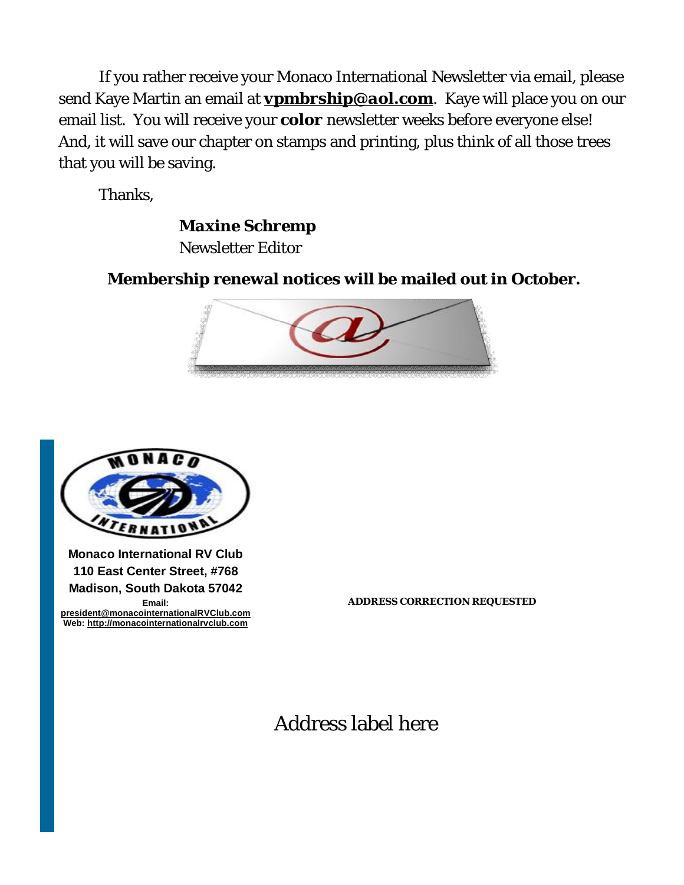If you rather receive your Monaco International Newsletter via email, please send Kaye Martin an email at **vpmbrship@aol.com**. Kaye will place you on our email list. You will receive your **color** newsletter weeks before everyone else! And, it will save our chapter on stamps and printing, plus think of all those trees that you will be saving.

Thanks,

***Maxine Schremp***
Newsletter Editor

**Membership renewal notices will be mailed out in October.**

**Monaco International RV Club**
**110 East Center Street, #768**
**Madison, South Dakota 57042**
**Email:**
**president@monacointernationalRVClub.com**
**Web: http://monacointernationalrvclub.com**

**ADDRESS CORRECTION REQUESTED**

Address label here